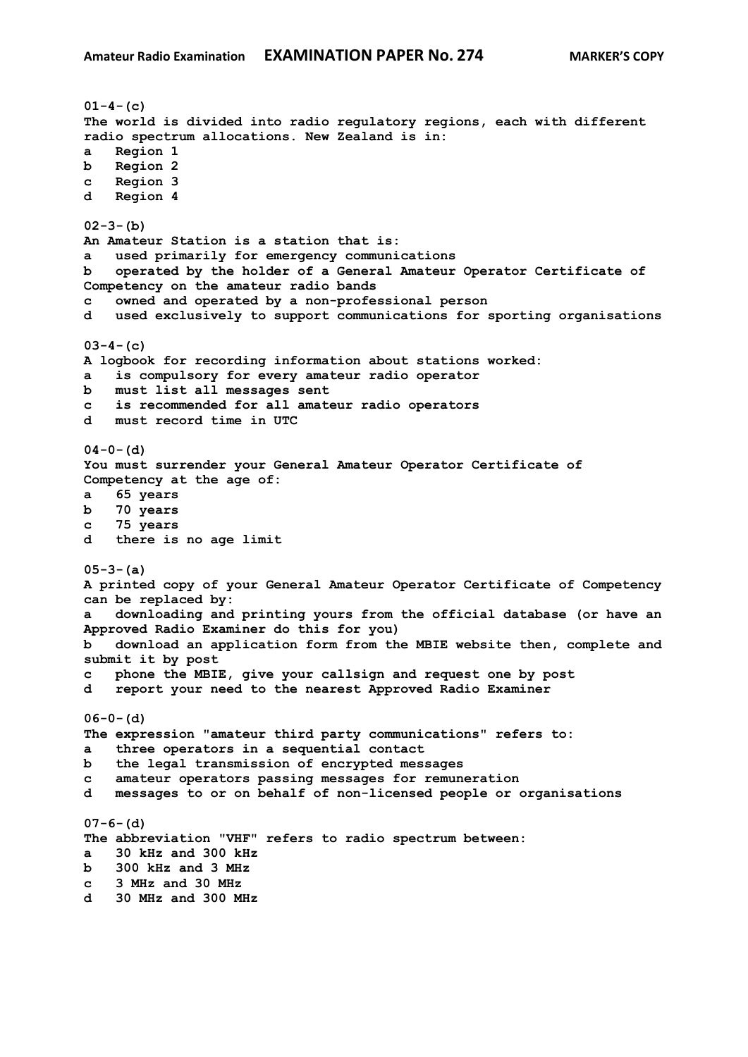**01-4-(c)**
**The world is divided into radio regulatory regions, each with different radio spectrum allocations. New Zealand is in:**
**a Region 1**
**b Region 2**
**c Region 3**
**d Region 4**

**02-3-(b)**
**An Amateur Station is a station that is:**
**a used primarily for emergency communications**
**b operated by the holder of a General Amateur Operator Certificate of Competency on the amateur radio bands**
**c owned and operated by a non-professional person**
**d used exclusively to support communications for sporting organisations**

**03-4-(c)**
**A logbook for recording information about stations worked:**
**a is compulsory for every amateur radio operator**
**b must list all messages sent**
**c is recommended for all amateur radio operators**
**d must record time in UTC**

**04-0-(d)**
**You must surrender your General Amateur Operator Certificate of Competency at the age of:**
**a 65 years**
**b 70 years**
**c 75 years**
**d there is no age limit**

**05-3-(a)**
**A printed copy of your General Amateur Operator Certificate of Competency can be replaced by:**
**a downloading and printing yours from the official database (or have an Approved Radio Examiner do this for you)**
**b download an application form from the MBIE website then, complete and submit it by post**
**c phone the MBIE, give your callsign and request one by post**
**d report your need to the nearest Approved Radio Examiner**

**06-0-(d)**
**The expression "amateur third party communications" refers to:**
**a three operators in a sequential contact**
**b the legal transmission of encrypted messages**
**c amateur operators passing messages for remuneration**
**d messages to or on behalf of non-licensed people or organisations**

**07-6-(d)**
**The abbreviation "VHF" refers to radio spectrum between:**
**a 30 kHz and 300 kHz**
**b 300 kHz and 3 MHz**
**c 3 MHz and 30 MHz**
**d 30 MHz and 300 MHz**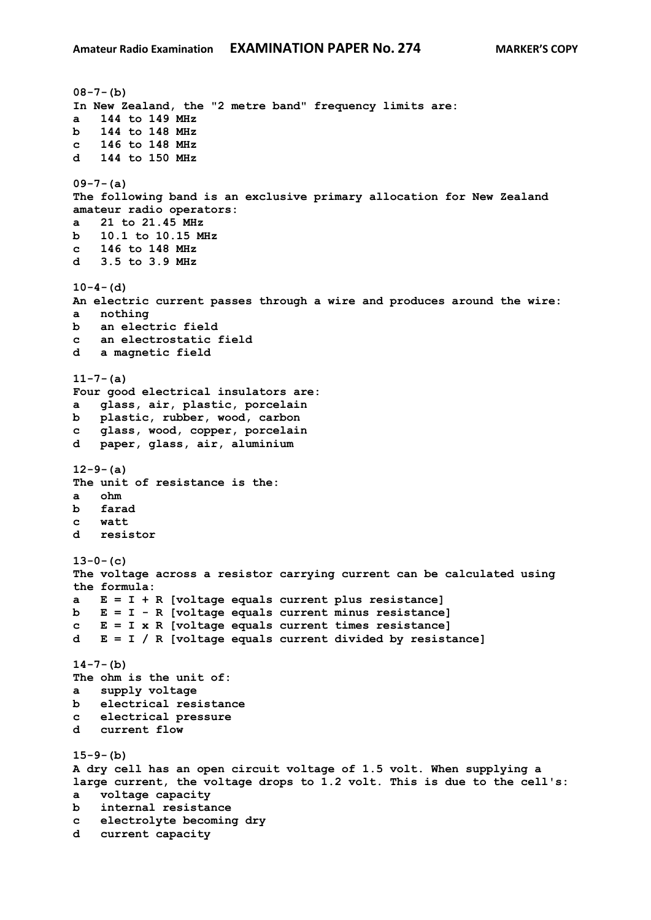**08-7-(b)**
**In New Zealand, the "2 metre band" frequency limits are:**
**a 144 to 149 MHz**
**b 144 to 148 MHz**
**c 146 to 148 MHz**
**d 144 to 150 MHz**

**09-7-(a)**
**The following band is an exclusive primary allocation for New Zealand amateur radio operators:**
**a 21 to 21.45 MHz**
**b 10.1 to 10.15 MHz**
**c 146 to 148 MHz**
**d 3.5 to 3.9 MHz**

**10-4-(d)**
**An electric current passes through a wire and produces around the wire:**
**a nothing**
**b an electric field**
**c an electrostatic field**
**d a magnetic field**

**11-7-(a)**
**Four good electrical insulators are:**
**a glass, air, plastic, porcelain**
**b plastic, rubber, wood, carbon**
**c glass, wood, copper, porcelain**
**d paper, glass, air, aluminium**

**12-9-(a)**
**The unit of resistance is the:**
**a ohm**
**b farad**
**c watt**
**d resistor**

**13-0-(c)**
**The voltage across a resistor carrying current can be calculated using the formula:**
**a E = I + R [voltage equals current plus resistance]**
**b E = I - R [voltage equals current minus resistance]**
**c E = I x R [voltage equals current times resistance]**
**d E = I / R [voltage equals current divided by resistance]**

**14-7-(b)**
**The ohm is the unit of:**
**a supply voltage**
**b electrical resistance**
**c electrical pressure**
**d current flow**

**15-9-(b)**
**A dry cell has an open circuit voltage of 1.5 volt. When supplying a large current, the voltage drops to 1.2 volt. This is due to the cell's:**
**a voltage capacity**
**b internal resistance**
**c electrolyte becoming dry**
**d current capacity**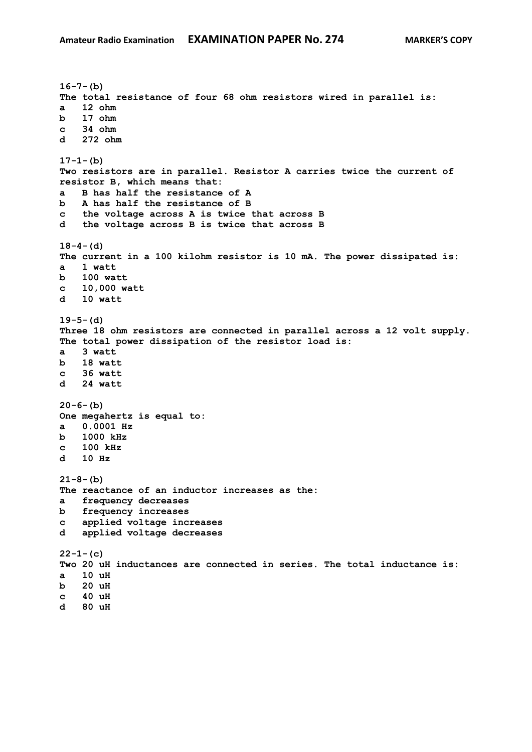**16-7-(b)**
**The total resistance of four 68 ohm resistors wired in parallel is:**
**a   12 ohm**
**b   17 ohm**
**c   34 ohm**
**d   272 ohm**

**17-1-(b)**
**Two resistors are in parallel. Resistor A carries twice the current of resistor B, which means that:**
**a   B has half the resistance of A**
**b   A has half the resistance of B**
**c   the voltage across A is twice that across B**
**d   the voltage across B is twice that across B**

**18-4-(d)**
**The current in a 100 kilohm resistor is 10 mA. The power dissipated is:**
**a   1 watt**
**b   100 watt**
**c   10,000 watt**
**d   10 watt**

**19-5-(d)**
**Three 18 ohm resistors are connected in parallel across a 12 volt supply. The total power dissipation of the resistor load is:**
**a   3 watt**
**b   18 watt**
**c   36 watt**
**d   24 watt**

**20-6-(b)**
**One megahertz is equal to:**
**a   0.0001 Hz**
**b   1000 kHz**
**c   100 kHz**
**d   10 Hz**

**21-8-(b)**
**The reactance of an inductor increases as the:**
**a   frequency decreases**
**b   frequency increases**
**c   applied voltage increases**
**d   applied voltage decreases**

**22-1-(c)**
**Two 20 uH inductances are connected in series. The total inductance is:**
**a   10 uH**
**b   20 uH**
**c   40 uH**
**d   80 uH**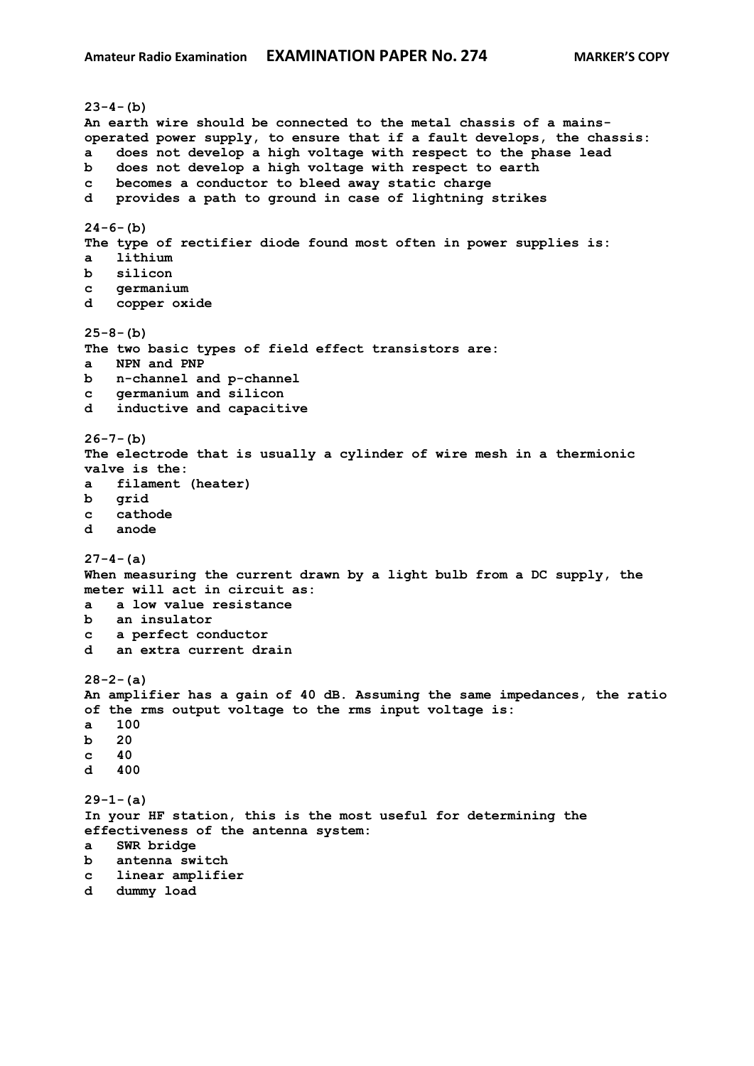**23-4-(b)**
**An earth wire should be connected to the metal chassis of a mains-operated power supply, to ensure that if a fault develops, the chassis:**
**a does not develop a high voltage with respect to the phase lead**
**b does not develop a high voltage with respect to earth**
**c becomes a conductor to bleed away static charge**
**d provides a path to ground in case of lightning strikes**

**24-6-(b)**
**The type of rectifier diode found most often in power supplies is:**
**a lithium**
**b silicon**
**c germanium**
**d copper oxide**

**25-8-(b)**
**The two basic types of field effect transistors are:**
**a NPN and PNP**
**b n-channel and p-channel**
**c germanium and silicon**
**d inductive and capacitive**

**26-7-(b)**
**The electrode that is usually a cylinder of wire mesh in a thermionic valve is the:**
**a filament (heater)**
**b grid**
**c cathode**
**d anode**

**27-4-(a)**
**When measuring the current drawn by a light bulb from a DC supply, the meter will act in circuit as:**
**a a low value resistance**
**b an insulator**
**c a perfect conductor**
**d an extra current drain**

**28-2-(a)**
**An amplifier has a gain of 40 dB. Assuming the same impedances, the ratio of the rms output voltage to the rms input voltage is:**
**a 100**
**b 20**
**c 40**
**d 400**

**29-1-(a)**
**In your HF station, this is the most useful for determining the effectiveness of the antenna system:**
**a SWR bridge**
**b antenna switch**
**c linear amplifier**
**d dummy load**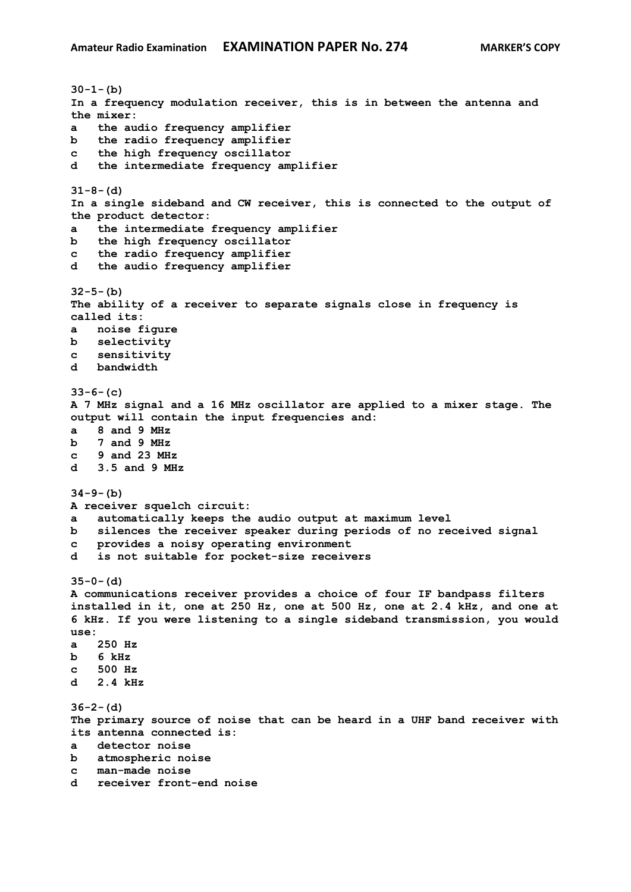30-1-(b)
**In a frequency modulation receiver, this is in between the antenna and the mixer:**

a the audio frequency amplifier
b the radio frequency amplifier
c the high frequency oscillator
d the intermediate frequency amplifier

31-8-(d)
**In a single sideband and CW receiver, this is connected to the output of the product detector:**

a the intermediate frequency amplifier
b the high frequency oscillator
c the radio frequency amplifier
d the audio frequency amplifier

32-5-(b)
**The ability of a receiver to separate signals close in frequency is called its:**

a noise figure
b selectivity
c sensitivity
d bandwidth

33-6-(c)
**A 7 MHz signal and a 16 MHz oscillator are applied to a mixer stage. The output will contain the input frequencies and:**

a 8 and 9 MHz
b 7 and 9 MHz
c 9 and 23 MHz
d 3.5 and 9 MHz

34-9-(b)
**A receiver squelch circuit:**

a automatically keeps the audio output at maximum level
b silences the receiver speaker during periods of no received signal
c provides a noisy operating environment
d is not suitable for pocket-size receivers

35-0-(d)
**A communications receiver provides a choice of four IF bandpass filters installed in it, one at 250 Hz, one at 500 Hz, one at 2.4 kHz, and one at 6 kHz. If you were listening to a single sideband transmission, you would use:**

a 250 Hz
b 6 kHz
c 500 Hz
d 2.4 kHz

36-2-(d)
**The primary source of noise that can be heard in a UHF band receiver with its antenna connected is:**

a detector noise
b atmospheric noise
c man-made noise
d receiver front-end noise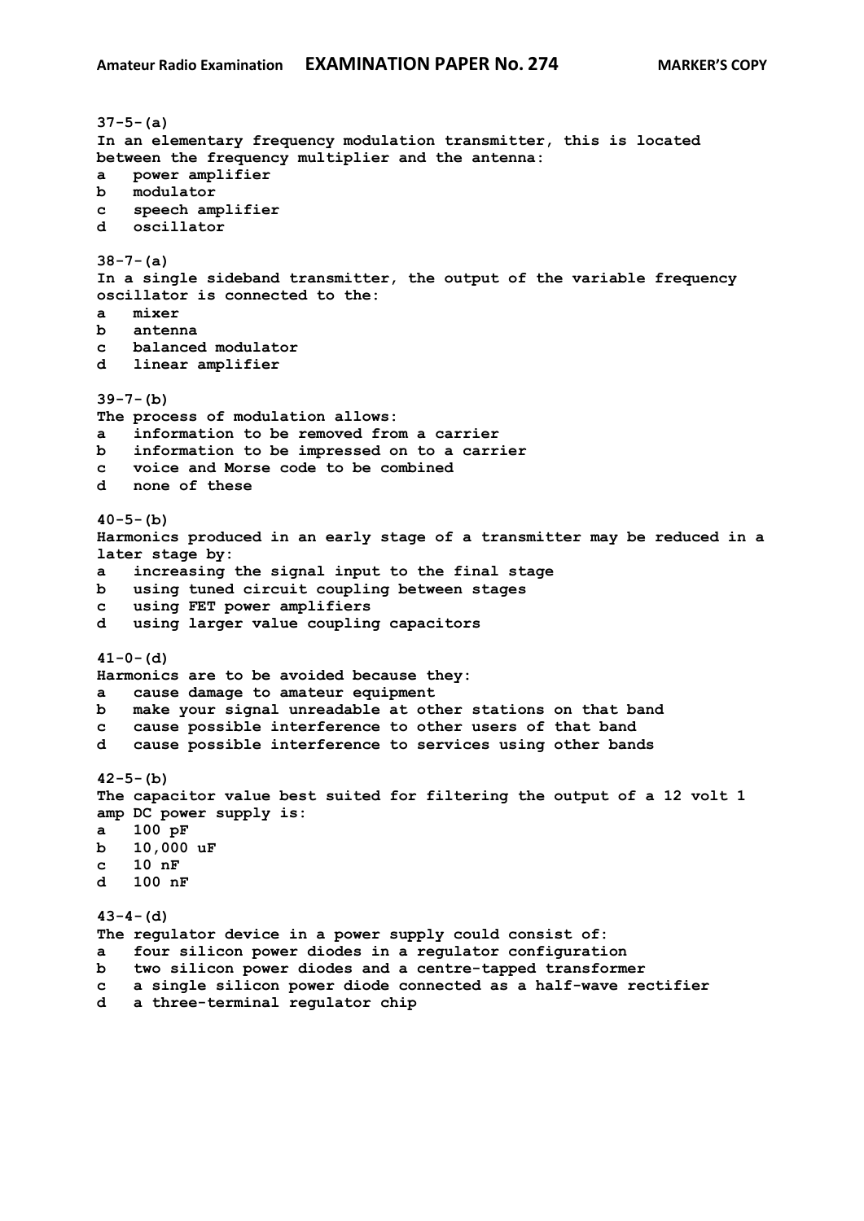**37-5-(a)**
**In an elementary frequency modulation transmitter, this is located between the frequency multiplier and the antenna:**
**a power amplifier**
**b modulator**
**c speech amplifier**
**d oscillator**

**38-7-(a)**
**In a single sideband transmitter, the output of the variable frequency oscillator is connected to the:**
**a mixer**
**b antenna**
**c balanced modulator**
**d linear amplifier**

**39-7-(b)**
**The process of modulation allows:**
**a information to be removed from a carrier**
**b information to be impressed on to a carrier**
**c voice and Morse code to be combined**
**d none of these**

**40-5-(b)**
**Harmonics produced in an early stage of a transmitter may be reduced in a later stage by:**
**a increasing the signal input to the final stage**
**b using tuned circuit coupling between stages**
**c using FET power amplifiers**
**d using larger value coupling capacitors**

**41-0-(d)**
**Harmonics are to be avoided because they:**
**a cause damage to amateur equipment**
**b make your signal unreadable at other stations on that band**
**c cause possible interference to other users of that band**
**d cause possible interference to services using other bands**

**42-5-(b)**
**The capacitor value best suited for filtering the output of a 12 volt 1 amp DC power supply is:**
**a 100 pF**
**b 10,000 uF**
**c 10 nF**
**d 100 nF**

**43-4-(d)**
**The regulator device in a power supply could consist of:**
**a four silicon power diodes in a regulator configuration**
**b two silicon power diodes and a centre-tapped transformer**
**c a single silicon power diode connected as a half-wave rectifier**
**d a three-terminal regulator chip**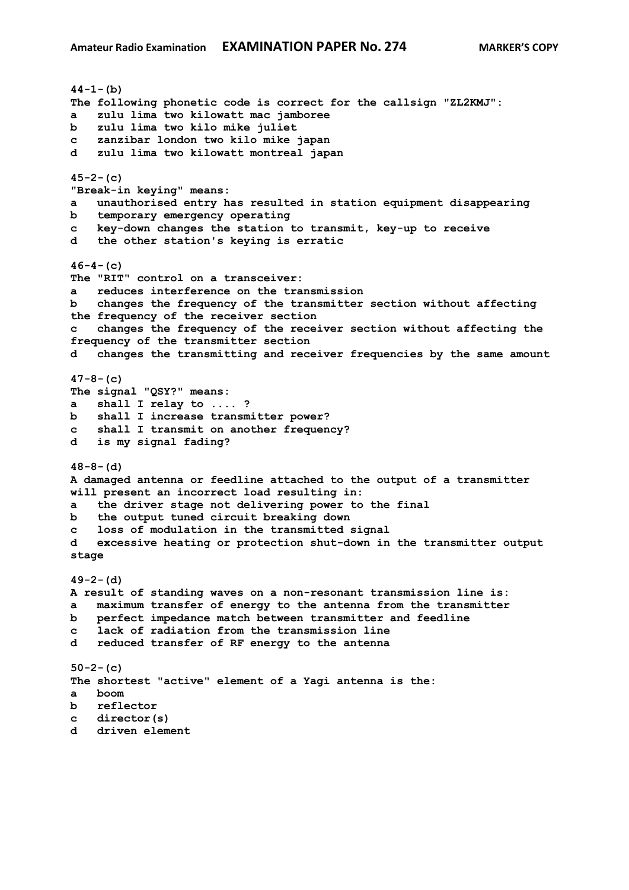**44-1-(b)**
**The following phonetic code is correct for the callsign "ZL2KMJ":**
**a   zulu lima two kilowatt mac jamboree**
**b   zulu lima two kilo mike juliet**
**c   zanzibar london two kilo mike japan**
**d   zulu lima two kilowatt montreal japan**

**45-2-(c)**
**"Break-in keying" means:**
**a   unauthorised entry has resulted in station equipment disappearing**
**b   temporary emergency operating**
**c   key-down changes the station to transmit, key-up to receive**
**d   the other station's keying is erratic**

**46-4-(c)**
**The "RIT" control on a transceiver:**
**a   reduces interference on the transmission**
**b   changes the frequency of the transmitter section without affecting the frequency of the receiver section**
**c   changes the frequency of the receiver section without affecting the frequency of the transmitter section**
**d   changes the transmitting and receiver frequencies by the same amount**

**47-8-(c)**
**The signal "QSY?" means:**
**a   shall I relay to .... ?**
**b   shall I increase transmitter power?**
**c   shall I transmit on another frequency?**
**d   is my signal fading?**

**48-8-(d)**
**A damaged antenna or feedline attached to the output of a transmitter will present an incorrect load resulting in:**
**a   the driver stage not delivering power to the final**
**b   the output tuned circuit breaking down**
**c   loss of modulation in the transmitted signal**
**d   excessive heating or protection shut-down in the transmitter output stage**

**49-2-(d)**
**A result of standing waves on a non-resonant transmission line is:**
**a   maximum transfer of energy to the antenna from the transmitter**
**b   perfect impedance match between transmitter and feedline**
**c   lack of radiation from the transmission line**
**d   reduced transfer of RF energy to the antenna**

**50-2-(c)**
**The shortest "active" element of a Yagi antenna is the:**
**a   boom**
**b   reflector**
**c   director(s)**
**d   driven element**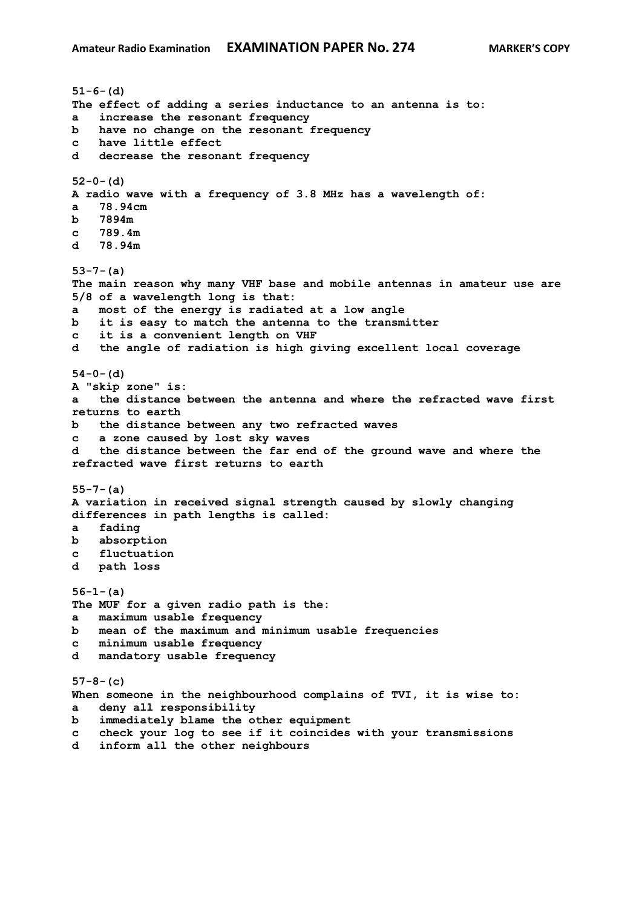**51-6-(d)**
**The effect of adding a series inductance to an antenna is to:**
**a   increase the resonant frequency**
**b   have no change on the resonant frequency**
**c   have little effect**
**d   decrease the resonant frequency**

**52-0-(d)**
**A radio wave with a frequency of 3.8 MHz has a wavelength of:**
**a   78.94cm**
**b   7894m**
**c   789.4m**
**d   78.94m**

**53-7-(a)**
**The main reason why many VHF base and mobile antennas in amateur use are 5/8 of a wavelength long is that:**
**a   most of the energy is radiated at a low angle**
**b   it is easy to match the antenna to the transmitter**
**c   it is a convenient length on VHF**
**d   the angle of radiation is high giving excellent local coverage**

**54-0-(d)**
**A "skip zone" is:**
**a   the distance between the antenna and where the refracted wave first returns to earth**
**b   the distance between any two refracted waves**
**c   a zone caused by lost sky waves**
**d   the distance between the far end of the ground wave and where the refracted wave first returns to earth**

**55-7-(a)**
**A variation in received signal strength caused by slowly changing differences in path lengths is called:**
**a   fading**
**b   absorption**
**c   fluctuation**
**d   path loss**

**56-1-(a)**
**The MUF for a given radio path is the:**
**a   maximum usable frequency**
**b   mean of the maximum and minimum usable frequencies**
**c   minimum usable frequency**
**d   mandatory usable frequency**

**57-8-(c)**
**When someone in the neighbourhood complains of TVI, it is wise to:**
**a   deny all responsibility**
**b   immediately blame the other equipment**
**c   check your log to see if it coincides with your transmissions**
**d   inform all the other neighbours**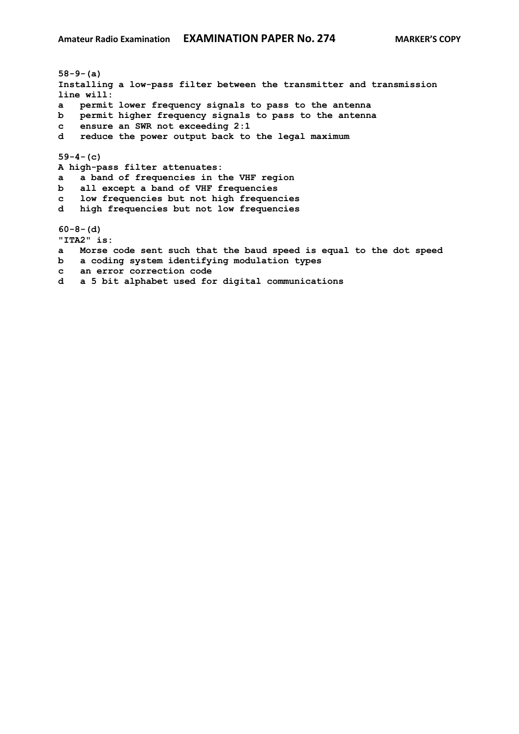**58-9-(a)**
**Installing a low-pass filter between the transmitter and transmission line will:**
**a permit lower frequency signals to pass to the antenna**
**b permit higher frequency signals to pass to the antenna**
**c ensure an SWR not exceeding 2:1**
**d reduce the power output back to the legal maximum**

**59-4-(c)**
**A high-pass filter attenuates:**
**a a band of frequencies in the VHF region**
**b all except a band of VHF frequencies**
**c low frequencies but not high frequencies**
**d high frequencies but not low frequencies**

**60-8-(d)**
**"ITA2" is:**
**a Morse code sent such that the baud speed is equal to the dot speed**
**b a coding system identifying modulation types**
**c an error correction code**
**d a 5 bit alphabet used for digital communications**